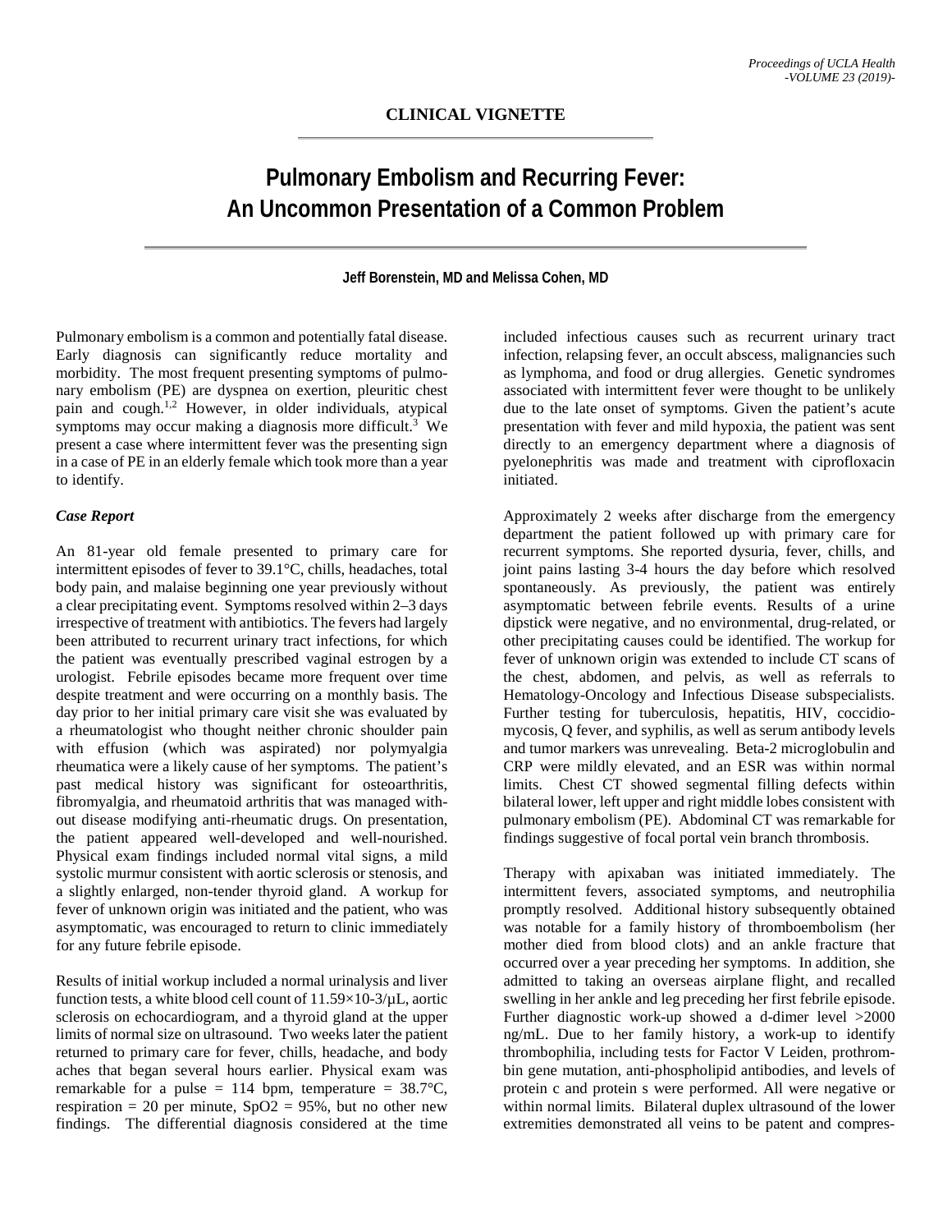**CLINICAL VIGNETTE**

# Pulmonary Embolism and Recurring Fever: An Uncommon Presentation of a Common Problem

**Jeff Borenstein, MD and Melissa Cohen, MD**

Pulmonary embolism is a common and potentially fatal disease. Early diagnosis can significantly reduce mortality and morbidity. The most frequent presenting symptoms of pulmonary embolism (PE) are dyspnea on exertion, pleuritic chest pain and cough.[1,2] However, in older individuals, atypical symptoms may occur making a diagnosis more difficult.[3] We present a case where intermittent fever was the presenting sign in a case of PE in an elderly female which took more than a year to identify.

### *Case Report*

An 81-year old female presented to primary care for intermittent episodes of fever to 39.1°C, chills, headaches, total body pain, and malaise beginning one year previously without a clear precipitating event. Symptoms resolved within 2–3 days irrespective of treatment with antibiotics. The fevers had largely been attributed to recurrent urinary tract infections, for which the patient was eventually prescribed vaginal estrogen by a urologist. Febrile episodes became more frequent over time despite treatment and were occurring on a monthly basis. The day prior to her initial primary care visit she was evaluated by a rheumatologist who thought neither chronic shoulder pain with effusion (which was aspirated) nor polymyalgia rheumatica were a likely cause of her symptoms. The patient's past medical history was significant for osteoarthritis, fibromyalgia, and rheumatoid arthritis that was managed without disease modifying anti-rheumatic drugs. On presentation, the patient appeared well-developed and well-nourished. Physical exam findings included normal vital signs, a mild systolic murmur consistent with aortic sclerosis or stenosis, and a slightly enlarged, non-tender thyroid gland. A workup for fever of unknown origin was initiated and the patient, who was asymptomatic, was encouraged to return to clinic immediately for any future febrile episode.

Results of initial workup included a normal urinalysis and liver function tests, a white blood cell count of $11.59 \times 10\text{-}3/\mu L$, aortic sclerosis on echocardiogram, and a thyroid gland at the upper limits of normal size on ultrasound. Two weeks later the patient returned to primary care for fever, chills, headache, and body aches that began several hours earlier. Physical exam was remarkable for a pulse = 114 bpm, temperature = 38.7°C, respiration = 20 per minute, $SpO_2$ = 95%, but no other new findings. The differential diagnosis considered at the time included infectious causes such as recurrent urinary tract infection, relapsing fever, an occult abscess, malignancies such as lymphoma, and food or drug allergies. Genetic syndromes associated with intermittent fever were thought to be unlikely due to the late onset of symptoms. Given the patient's acute presentation with fever and mild hypoxia, the patient was sent directly to an emergency department where a diagnosis of pyelonephritis was made and treatment with ciprofloxacin initiated.

Approximately 2 weeks after discharge from the emergency department the patient followed up with primary care for recurrent symptoms. She reported dysuria, fever, chills, and joint pains lasting 3-4 hours the day before which resolved spontaneously. As previously, the patient was entirely asymptomatic between febrile events. Results of a urine dipstick were negative, and no environmental, drug-related, or other precipitating causes could be identified. The workup for fever of unknown origin was extended to include CT scans of the chest, abdomen, and pelvis, as well as referrals to Hematology-Oncology and Infectious Disease subspecialists. Further testing for tuberculosis, hepatitis, HIV, coccidiomycosis, Q fever, and syphilis, as well as serum antibody levels and tumor markers was unrevealing. Beta-2 microglobulin and CRP were mildly elevated, and an ESR was within normal limits. Chest CT showed segmental filling defects within bilateral lower, left upper and right middle lobes consistent with pulmonary embolism (PE). Abdominal CT was remarkable for findings suggestive of focal portal vein branch thrombosis.

Therapy with apixaban was initiated immediately. The intermittent fevers, associated symptoms, and neutrophilia promptly resolved. Additional history subsequently obtained was notable for a family history of thromboembolism (her mother died from blood clots) and an ankle fracture that occurred over a year preceding her symptoms. In addition, she admitted to taking an overseas airplane flight, and recalled swelling in her ankle and leg preceding her first febrile episode. Further diagnostic work-up showed a d-dimer level >2000 ng/mL. Due to her family history, a work-up to identify thrombophilia, including tests for Factor V Leiden, prothrombin gene mutation, anti-phospholipid antibodies, and levels of protein c and protein s were performed. All were negative or within normal limits. Bilateral duplex ultrasound of the lower extremities demonstrated all veins to be patent and compres-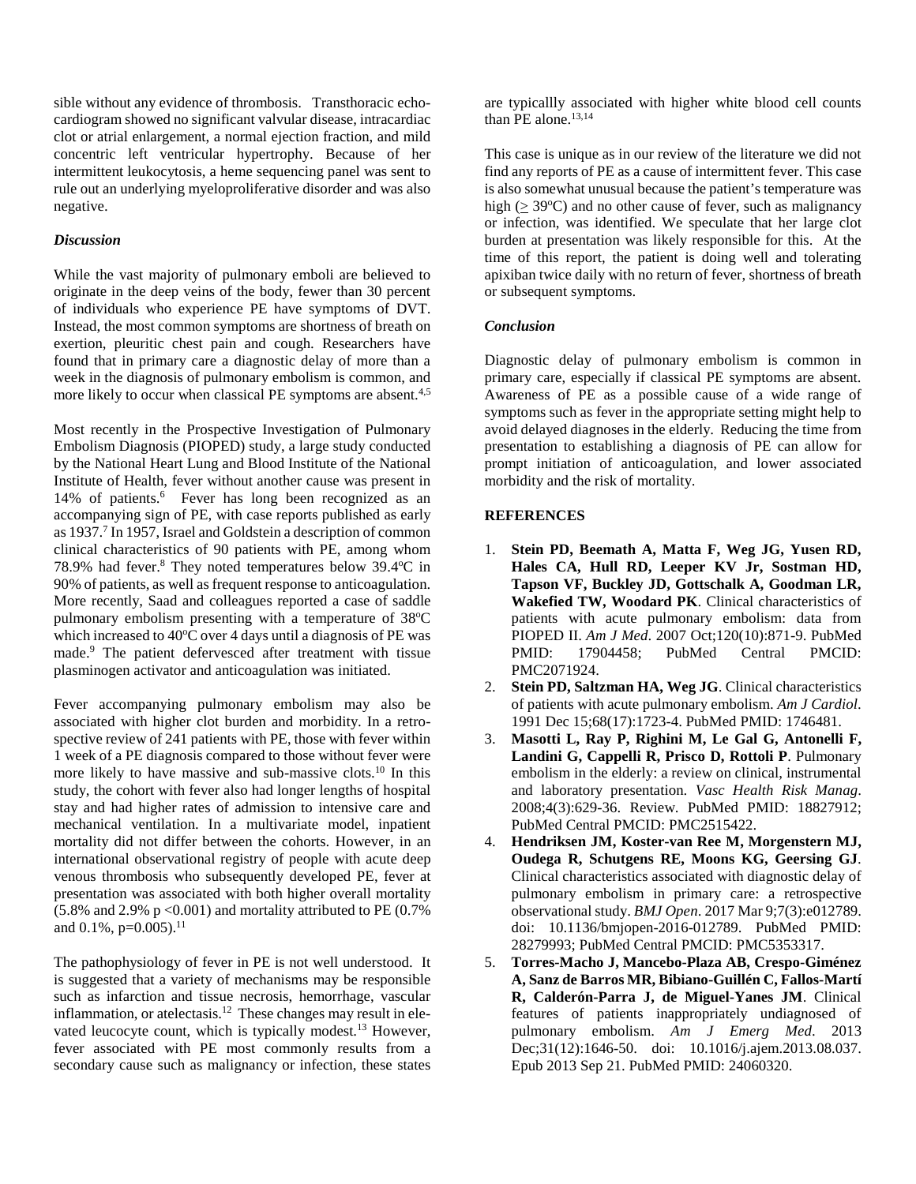sible without any evidence of thrombosis. Transthoracic echocardiogram showed no significant valvular disease, intracardiac clot or atrial enlargement, a normal ejection fraction, and mild concentric left ventricular hypertrophy. Because of her intermittent leukocytosis, a heme sequencing panel was sent to rule out an underlying myeloproliferative disorder and was also negative.

### *Discussion*

While the vast majority of pulmonary emboli are believed to originate in the deep veins of the body, fewer than 30 percent of individuals who experience PE have symptoms of DVT. Instead, the most common symptoms are shortness of breath on exertion, pleuritic chest pain and cough. Researchers have found that in primary care a diagnostic delay of more than a week in the diagnosis of pulmonary embolism is common, and more likely to occur when classical PE symptoms are absent.[4,5]

Most recently in the Prospective Investigation of Pulmonary Embolism Diagnosis (PIOPED) study, a large study conducted by the National Heart Lung and Blood Institute of the National Institute of Health, fever without another cause was present in 14% of patients.[6] Fever has long been recognized as an accompanying sign of PE, with case reports published as early as 1937.[7] In 1957, Israel and Goldstein a description of common clinical characteristics of 90 patients with PE, among whom 78.9% had fever.[8] They noted temperatures below 39.4°C in 90% of patients, as well as frequent response to anticoagulation. More recently, Saad and colleagues reported a case of saddle pulmonary embolism presenting with a temperature of 38°C which increased to 40°C over 4 days until a diagnosis of PE was made.[9] The patient defervesced after treatment with tissue plasminogen activator and anticoagulation was initiated.

Fever accompanying pulmonary embolism may also be associated with higher clot burden and morbidity. In a retrospective review of 241 patients with PE, those with fever within 1 week of a PE diagnosis compared to those without fever were more likely to have massive and sub-massive clots.[10] In this study, the cohort with fever also had longer lengths of hospital stay and had higher rates of admission to intensive care and mechanical ventilation. In a multivariate model, inpatient mortality did not differ between the cohorts. However, in an international observational registry of people with acute deep venous thrombosis who subsequently developed PE, fever at presentation was associated with both higher overall mortality (5.8% and 2.9% $p < 0.001$) and mortality attributed to PE (0.7% and 0.1%, $p = 0.005$).[11]

The pathophysiology of fever in PE is not well understood. It is suggested that a variety of mechanisms may be responsible such as infarction and tissue necrosis, hemorrhage, vascular inflammation, or atelectasis.[12] These changes may result in elevated leucocyte count, which is typically modest.[13] However, fever associated with PE most commonly results from a secondary cause such as malignancy or infection, these states are typicallly associated with higher white blood cell counts than PE alone.[13,14]

This case is unique as in our review of the literature we did not find any reports of PE as a cause of intermittent fever. This case is also somewhat unusual because the patient's temperature was high ($\geq$ 39°C) and no other cause of fever, such as malignancy or infection, was identified. We speculate that her large clot burden at presentation was likely responsible for this. At the time of this report, the patient is doing well and tolerating apixiban twice daily with no return of fever, shortness of breath or subsequent symptoms.

### *Conclusion*

Diagnostic delay of pulmonary embolism is common in primary care, especially if classical PE symptoms are absent. Awareness of PE as a possible cause of a wide range of symptoms such as fever in the appropriate setting might help to avoid delayed diagnoses in the elderly. Reducing the time from presentation to establishing a diagnosis of PE can allow for prompt initiation of anticoagulation, and lower associated morbidity and the risk of mortality.

### REFERENCES

1. **Stein PD, Beemath A, Matta F, Weg JG, Yusen RD, Hales CA, Hull RD, Leeper KV Jr, Sostman HD, Tapson VF, Buckley JD, Gottschalk A, Goodman LR, Wakefied TW, Woodard PK**. Clinical characteristics of patients with acute pulmonary embolism: data from PIOPED II. *Am J Med*. 2007 Oct;120(10):871-9. PubMed PMID: 17904458; PubMed Central PMCID: PMC2071924.
2. **Stein PD, Saltzman HA, Weg JG**. Clinical characteristics of patients with acute pulmonary embolism. *Am J Cardiol*. 1991 Dec 15;68(17):1723-4. PubMed PMID: 1746481.
3. **Masotti L, Ray P, Righini M, Le Gal G, Antonelli F, Landini G, Cappelli R, Prisco D, Rottoli P**. Pulmonary embolism in the elderly: a review on clinical, instrumental and laboratory presentation. *Vasc Health Risk Manag*. 2008;4(3):629-36. Review. PubMed PMID: 18827912; PubMed Central PMCID: PMC2515422.
4. **Hendriksen JM, Koster-van Ree M, Morgenstern MJ, Oudega R, Schutgens RE, Moons KG, Geersing GJ**. Clinical characteristics associated with diagnostic delay of pulmonary embolism in primary care: a retrospective observational study. *BMJ Open*. 2017 Mar 9;7(3):e012789. doi: 10.1136/bmjopen-2016-012789. PubMed PMID: 28279993; PubMed Central PMCID: PMC5353317.
5. **Torres-Macho J, Mancebo-Plaza AB, Crespo-Giménez A, Sanz de Barros MR, Bibiano-Guillén C, Fallos-Martí R, Calderón-Parra J, de Miguel-Yanes JM**. Clinical features of patients inappropriately undiagnosed of pulmonary embolism. *Am J Emerg Med*. 2013 Dec;31(12):1646-50. doi: 10.1016/j.ajem.2013.08.037. Epub 2013 Sep 21. PubMed PMID: 24060320.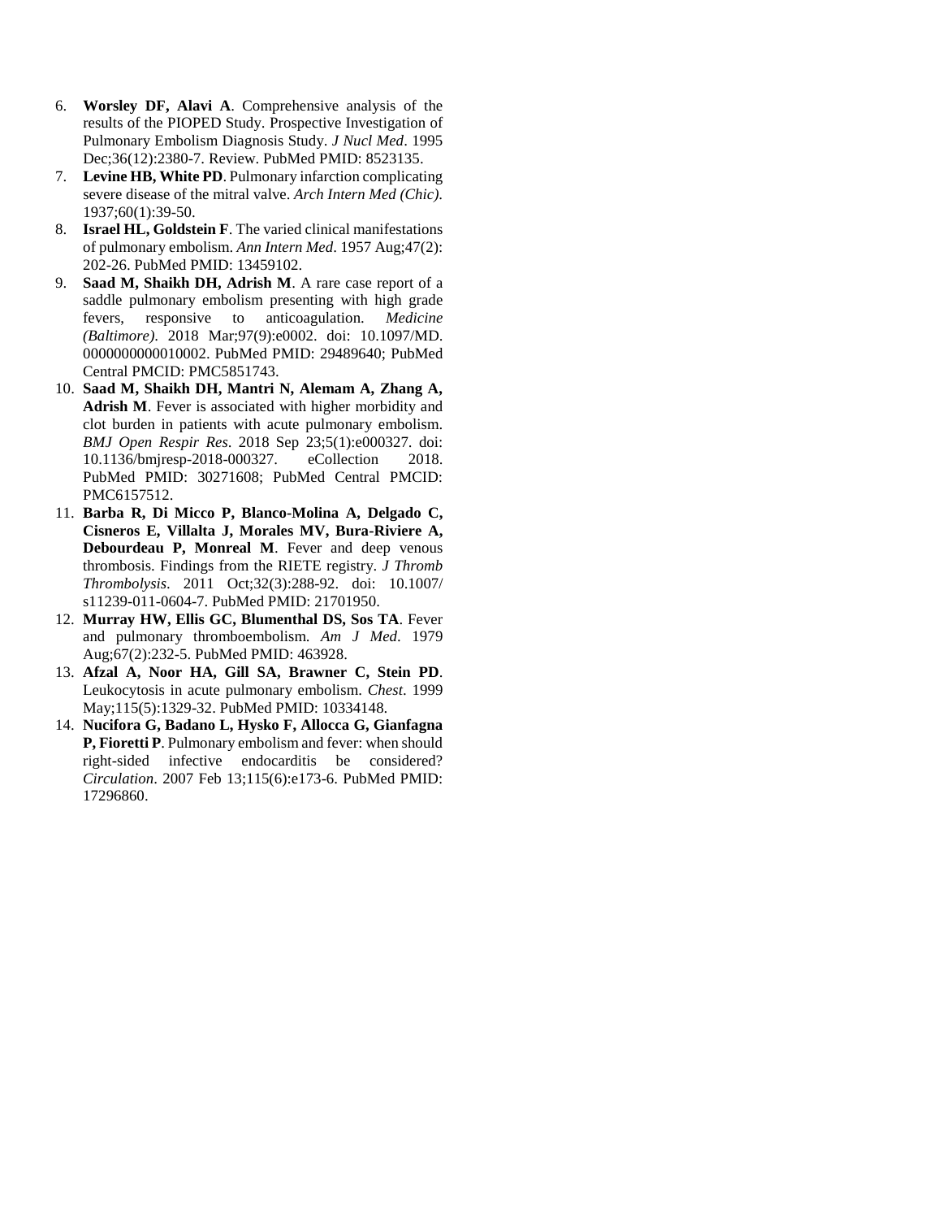6. **Worsley DF, Alavi A**. Comprehensive analysis of the results of the PIOPED Study. Prospective Investigation of Pulmonary Embolism Diagnosis Study. *J Nucl Med*. 1995 Dec;36(12):2380-7. Review. PubMed PMID: 8523135.
7. **Levine HB, White PD**. Pulmonary infarction complicating severe disease of the mitral valve. *Arch Intern Med (Chic)*. 1937;60(1):39-50.
8. **Israel HL, Goldstein F**. The varied clinical manifestations of pulmonary embolism. *Ann Intern Med*. 1957 Aug;47(2): 202-26. PubMed PMID: 13459102.
9. **Saad M, Shaikh DH, Adrish M**. A rare case report of a saddle pulmonary embolism presenting with high grade fevers, responsive to anticoagulation. *Medicine (Baltimore)*. 2018 Mar;97(9):e0002. doi: 10.1097/MD.0000000000010002. PubMed PMID: 29489640; PubMed Central PMCID: PMC5851743.
10. **Saad M, Shaikh DH, Mantri N, Alemam A, Zhang A, Adrish M**. Fever is associated with higher morbidity and clot burden in patients with acute pulmonary embolism. *BMJ Open Respir Res*. 2018 Sep 23;5(1):e000327. doi: 10.1136/bmjresp-2018-000327. eCollection 2018. PubMed PMID: 30271608; PubMed Central PMCID: PMC6157512.
11. **Barba R, Di Micco P, Blanco-Molina A, Delgado C, Cisneros E, Villalta J, Morales MV, Bura-Riviere A, Debourdeau P, Monreal M**. Fever and deep venous thrombosis. Findings from the RIETE registry. *J Thromb Thrombolysis*. 2011 Oct;32(3):288-92. doi: 10.1007/s11239-011-0604-7. PubMed PMID: 21701950.
12. **Murray HW, Ellis GC, Blumenthal DS, Sos TA**. Fever and pulmonary thromboembolism. *Am J Med*. 1979 Aug;67(2):232-5. PubMed PMID: 463928.
13. **Afzal A, Noor HA, Gill SA, Brawner C, Stein PD**. Leukocytosis in acute pulmonary embolism. *Chest*. 1999 May;115(5):1329-32. PubMed PMID: 10334148.
14. **Nucifora G, Badano L, Hysko F, Allocca G, Gianfagna P, Fioretti P**. Pulmonary embolism and fever: when should right-sided infective endocarditis be considered? *Circulation*. 2007 Feb 13;115(6):e173-6. PubMed PMID: 17296860.